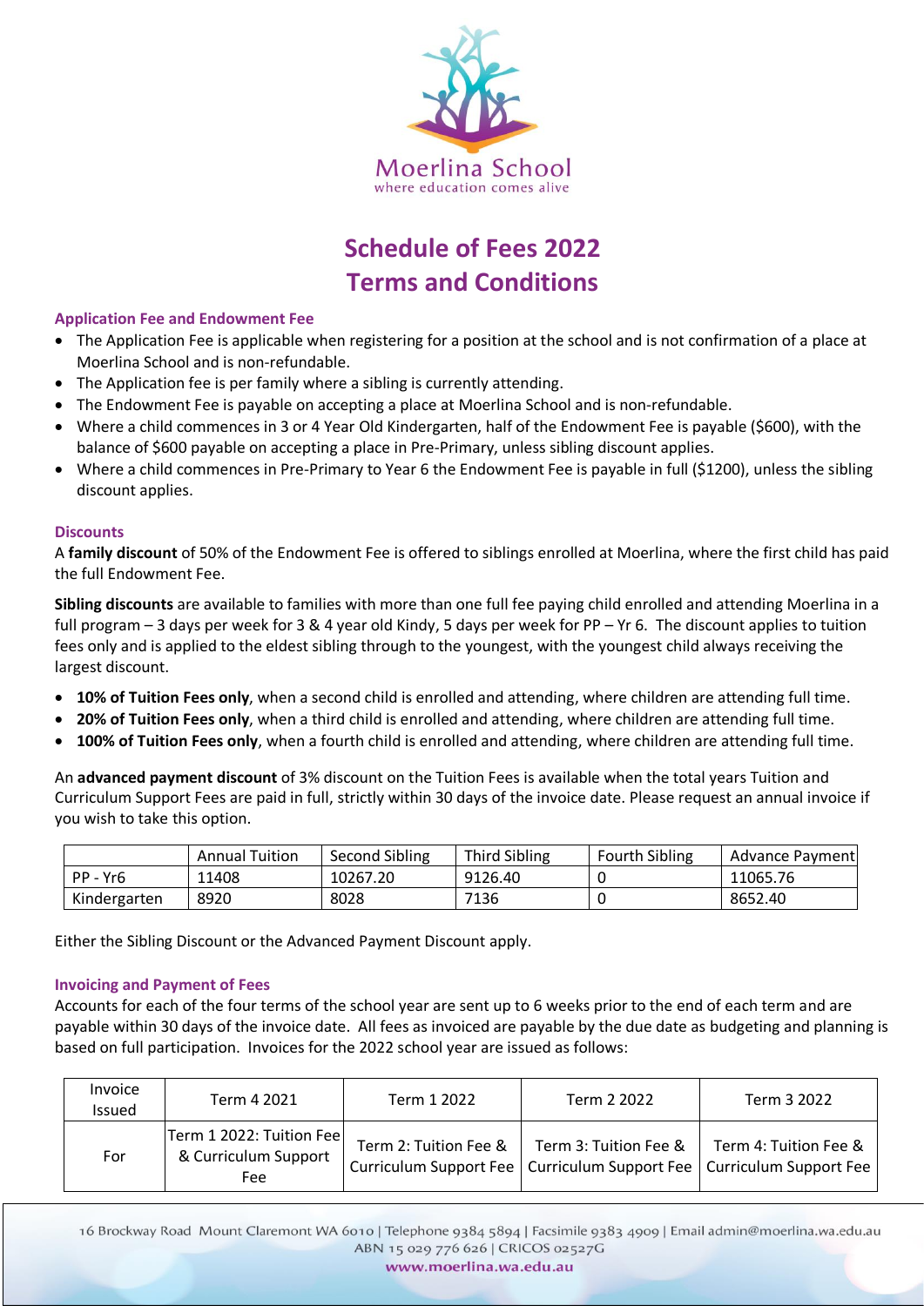Moerlina School
where education comes alive

# Schedule of Fees 2022
# Terms and Conditions

### Application Fee and Endowment Fee

- The Application Fee is applicable when registering for a position at the school and is not confirmation of a place at Moerlina School and is non-refundable.
- The Application fee is per family where a sibling is currently attending.
- The Endowment Fee is payable on accepting a place at Moerlina School and is non-refundable.
- Where a child commences in 3 or 4 Year Old Kindergarten, half of the Endowment Fee is payable ($600), with the balance of $600 payable on accepting a place in Pre-Primary, unless sibling discount applies.
- Where a child commences in Pre-Primary to Year 6 the Endowment Fee is payable in full ($1200), unless the sibling discount applies.

### Discounts

A **family discount** of 50% of the Endowment Fee is offered to siblings enrolled at Moerlina, where the first child has paid the full Endowment Fee.

**Sibling discounts** are available to families with more than one full fee paying child enrolled and attending Moerlina in a full program – 3 days per week for 3 & 4 year old Kindy, 5 days per week for PP – Yr 6. The discount applies to tuition fees only and is applied to the eldest sibling through to the youngest, with the youngest child always receiving the largest discount.

- **10% of Tuition Fees only**, when a second child is enrolled and attending, where children are attending full time.
- **20% of Tuition Fees only**, when a third child is enrolled and attending, where children are attending full time.
- **100% of Tuition Fees only**, when a fourth child is enrolled and attending, where children are attending full time.

An **advanced payment discount** of 3% discount on the Tuition Fees is available when the total years Tuition and Curriculum Support Fees are paid in full, strictly within 30 days of the invoice date. Please request an annual invoice if you wish to take this option.

| | Annual Tuition | Second Sibling | Third Sibling | Fourth Sibling | Advance Payment |
|---|---|---|---|---|---|
| PP - Yr6 | 11408 | 10267.20 | 9126.40 | 0 | 11065.76 |
| Kindergarten | 8920 | 8028 | 7136 | 0 | 8652.40 |

Either the Sibling Discount or the Advanced Payment Discount apply.

### Invoicing and Payment of Fees

Accounts for each of the four terms of the school year are sent up to 6 weeks prior to the end of each term and are payable within 30 days of the invoice date. All fees as invoiced are payable by the due date as budgeting and planning is based on full participation. Invoices for the 2022 school year are issued as follows:

| Invoice Issued | Term 4 2021 | Term 1 2022 | Term 2 2022 | Term 3 2022 |
|---|---|---|---|---|
| For | Term 1 2022: Tuition Fee & Curriculum Support Fee | Term 2: Tuition Fee & Curriculum Support Fee | Term 3: Tuition Fee & Curriculum Support Fee | Term 4: Tuition Fee & Curriculum Support Fee |

16 Brockway Road Mount Claremont WA 6010 | Telephone 9384 5894 | Facsimile 9383 4909 | Email admin@moerlina.wa.edu.au
ABN 15 029 776 626 | CRICOS 02527G
www.moerlina.wa.edu.au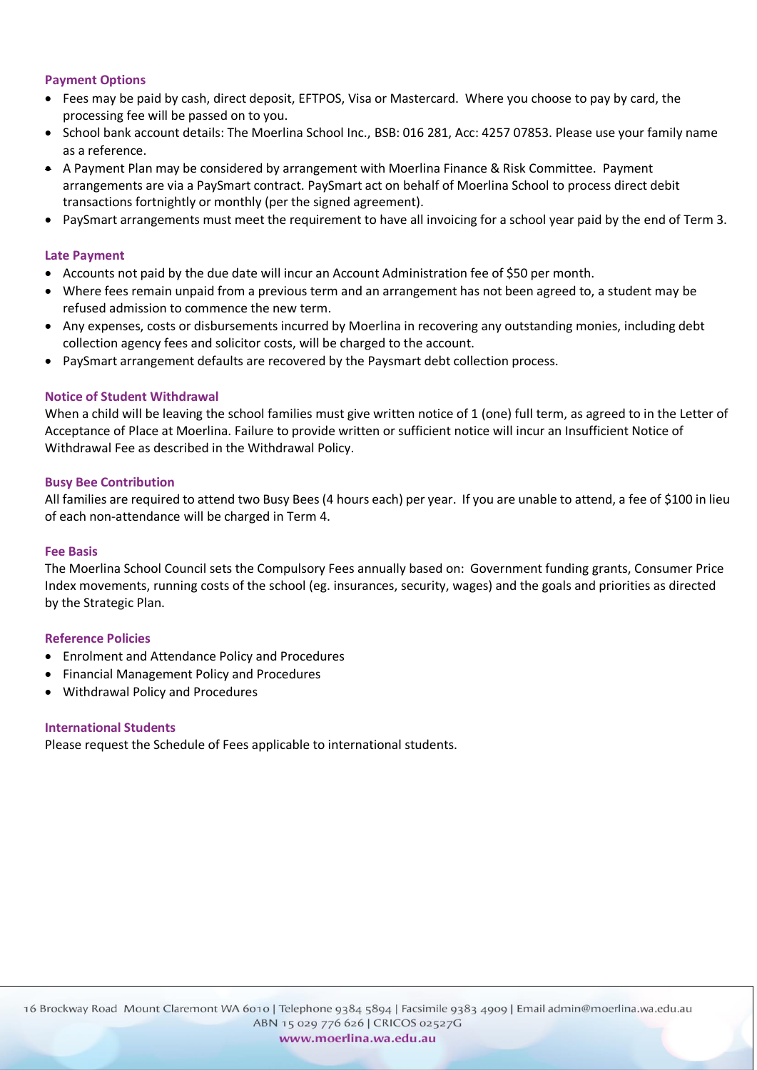### Payment Options

- Fees may be paid by cash, direct deposit, EFTPOS, Visa or Mastercard. Where you choose to pay by card, the processing fee will be passed on to you.
- School bank account details: The Moerlina School Inc., BSB: 016 281, Acc: 4257 07853. Please use your family name as a reference.
- A Payment Plan may be considered by arrangement with Moerlina Finance & Risk Committee. Payment arrangements are via a PaySmart contract. PaySmart act on behalf of Moerlina School to process direct debit transactions fortnightly or monthly (per the signed agreement).
- PaySmart arrangements must meet the requirement to have all invoicing for a school year paid by the end of Term 3.

### Late Payment

- Accounts not paid by the due date will incur an Account Administration fee of $50 per month.
- Where fees remain unpaid from a previous term and an arrangement has not been agreed to, a student may be refused admission to commence the new term.
- Any expenses, costs or disbursements incurred by Moerlina in recovering any outstanding monies, including debt collection agency fees and solicitor costs, will be charged to the account.
- PaySmart arrangement defaults are recovered by the Paysmart debt collection process.

### Notice of Student Withdrawal

When a child will be leaving the school families must give written notice of 1 (one) full term, as agreed to in the Letter of Acceptance of Place at Moerlina. Failure to provide written or sufficient notice will incur an Insufficient Notice of Withdrawal Fee as described in the Withdrawal Policy.

### Busy Bee Contribution

All families are required to attend two Busy Bees (4 hours each) per year. If you are unable to attend, a fee of $100 in lieu of each non-attendance will be charged in Term 4.

### Fee Basis

The Moerlina School Council sets the Compulsory Fees annually based on: Government funding grants, Consumer Price Index movements, running costs of the school (eg. insurances, security, wages) and the goals and priorities as directed by the Strategic Plan.

### Reference Policies

- Enrolment and Attendance Policy and Procedures
- Financial Management Policy and Procedures
- Withdrawal Policy and Procedures

### International Students

Please request the Schedule of Fees applicable to international students.